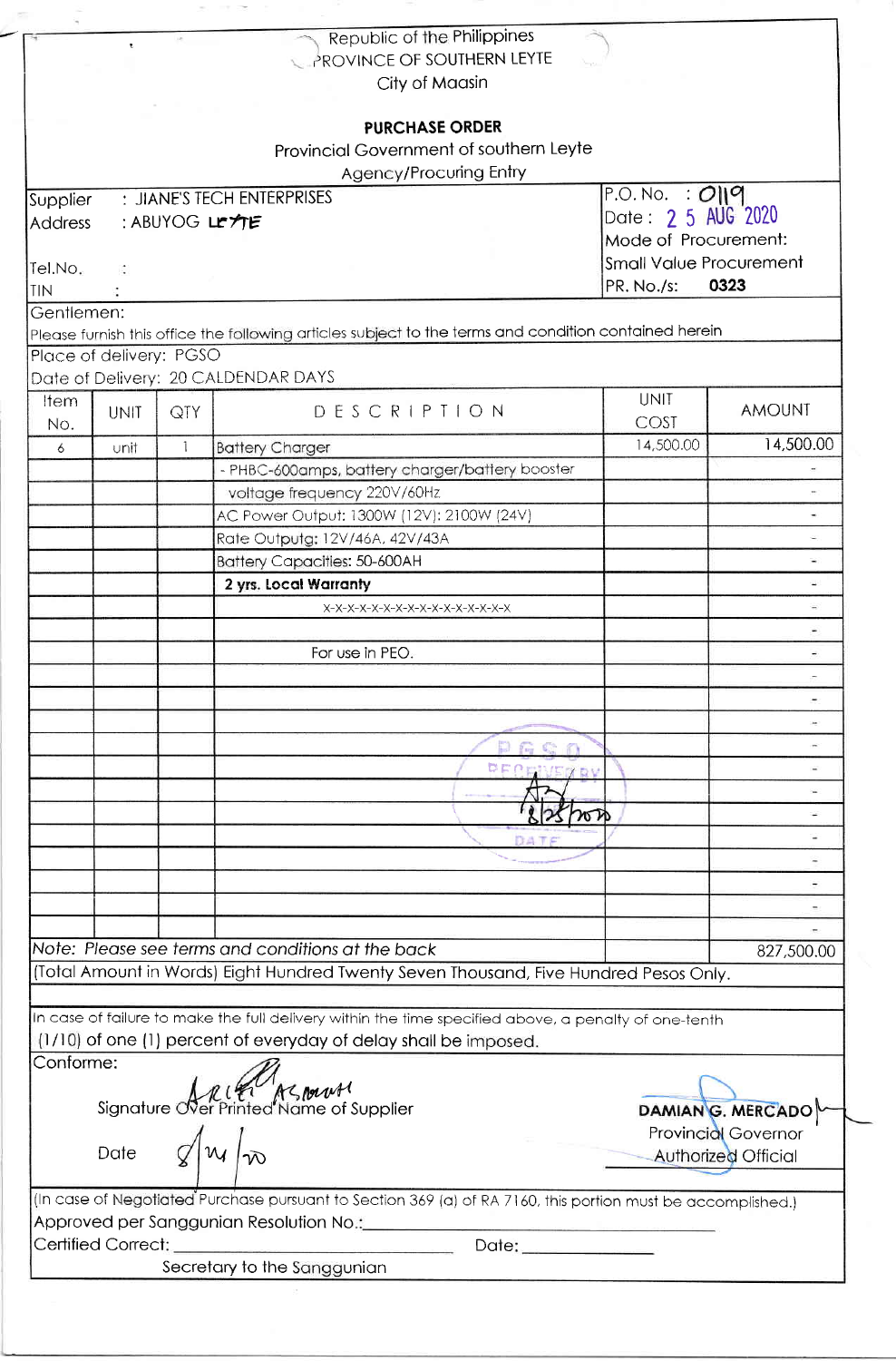Republic of the Philippines
PROVINCE OF SOUTHERN LEYTE
City of Maasin

## PURCHASE ORDER

Provincial Government of southern Leyte
Agency/Procuring Entry

Supplier : JIANE'S TECH ENTERPRISES
Address : ABUYOG LEYTE
Tel.No. :
TIN :

P.O. No. : 0119
Date : 25 AUG 2020
Mode of Procurement: Small Value Procurement
PR. No./s: 0323

Gentlemen:
Please furnish this office the following articles subject to the terms and condition contained herein

Place of delivery: PGSO
Date of Delivery: 20 CALDENDAR DAYS

| Item No. | UNIT | QTY | DESCRIPTION | UNIT COST | AMOUNT |
|---|---|---|---|---|---|
| 6 | unit | 1 | Battery Charger | 14,500.00 | 14,500.00 |
| | | | - PHBC-600amps, battery charger/battery booster | | - |
| | | | voltage frequency 220V/60Hz | | - |
| | | | AC Power Output: 1300W (12V): 2100W (24V) | | - |
| | | | Rate Outputg: 12V/46A, 42V/43A | | - |
| | | | Battery Capacities: 50-600AH | | - |
| | | | **2 yrs. Local Warranty** | | - |
| | | | x-x-x-x-x-x-x-x-x-x-x-x-x-x-x | | - |
| | | | | | - |
| | | | For use in PEO. | | - |
| | | | | | - |
| | | | | | - |
| | | | | | - |
| | | | | | - |
| | | | | | - |
| | | | | | - |
| | | | | | - |
| | | | | | - |
| | | | | | - |
| | | | | | - |
| | | | | | - |
| | | | | | - |
| Note: Please see terms and conditions at the back | | | | | 827,500.00 |

(Total Amount in Words) Eight Hundred Twenty Seven Thousand, Five Hundred Pesos Only.

PGSO RECEIVED BY: 8/25/2020 DATE

In case of failure to make the full delivery within the time specified above, a penalty of one-tenth (1/10) of one (1) percent of everyday of delay shall be imposed.

Conforme:

Signature Over Printed Name of Supplier: ARIEL ASMUNH

Date: 8/24/20

**DAMIAN G. MERCADO**
Provincial Governor
Authorized Official

(In case of Negotiated Purchase pursuant to Section 369 (a) of RA 7160, this portion must be accomplished.)

Approved per Sangguniang Resolution No.:______________________

Certified Correct: ______________________ Date: ______________
Secretary to the Sanggunian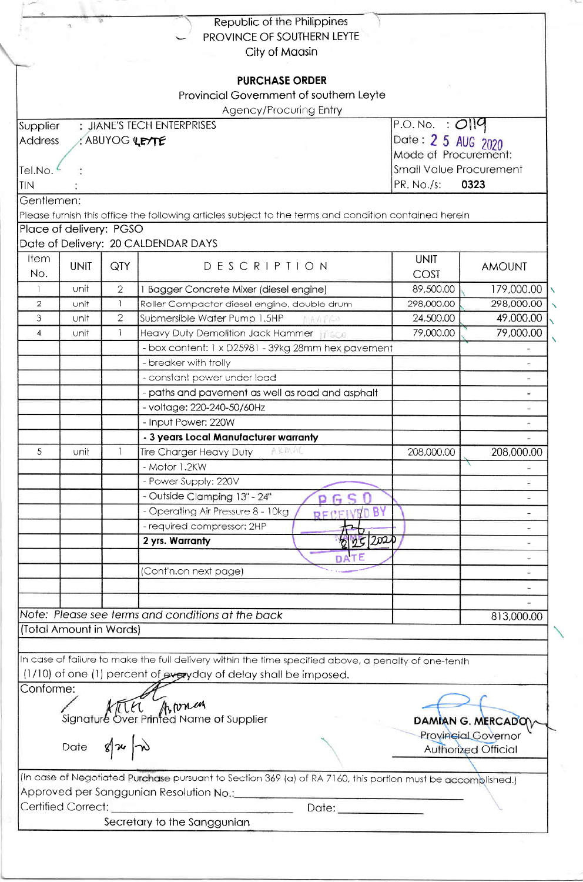Republic of the Philippines
PROVINCE OF SOUTHERN LEYTE
City of Maasin

## PURCHASE ORDER

Provincial Government of southern Leyte
Agency/Procuring Entry

| | |
|---|---|
| Supplier : JIANE'S TECH ENTERPRISES | P.O. No. : 0119 |
| Address : ABUYOG LEYTE | Date : 25 AUG 2020 |
| | Mode of Procurement: |
| Tel.No. : | Small Value Procurement |
| TIN : | PR. No./s: 0323 |

Gentlemen:

Please furnish this office the following articles subject to the terms and condition contained herein

Place of delivery: PGSO

Date of Delivery: 20 CALENDAR DAYS

| Item No. | UNIT | QTY | DESCRIPTION | UNIT COST | AMOUNT |
|---|---|---|---|---|---|
| 1 | unit | 2 | 1 Bagger Concrete Mixer (diesel engine) | 89,500.00 | 179,000.00 |
| 2 | unit | 1 | Roller Compactor diesel engine, double drum | 298,000.00 | 298,000.00 |
| 3 | unit | 2 | Submersible Water Pump 1.5HP | 24,500.00 | 49,000.00 |
| 4 | unit | 1 | Heavy Duty Demolition Jack Hammer | 79,000.00 | 79,000.00 |
| | | | - box content: 1 x D25981 - 39kg 28mm hex pavement | | - |
| | | | - breaker with trolly | | - |
| | | | - constant power under load | | - |
| | | | - paths and pavement as well as road and asphalt | | - |
| | | | - voltage: 220-240-50/60Hz | | - |
| | | | - Input Power: 220W | | - |
| | | | **- 3 years Local Manufacturer warranty** | | - |
| 5 | unit | 1 | Tire Charger Heavy Duty | 208,000.00 | 208,000.00 |
| | | | - Motor 1.2KW | | - |
| | | | - Power Supply: 220V | | - |
| | | | - Outside Clamping 13" - 24" | | - |
| | | | - Operating Air Pressure 8 - 10kg | | - |
| | | | - required compressor: 2HP | | - |
| | | | **2 yrs. Warranty** | | - |
| | | | | | - |
| | | | (Cont'n.on next page) | | - |
| | | | | | - |
| | | | | | - |
| *Note: Please see terms and conditions at the back* | | | | | 813,000.00 |

(Total Amount in Words)

In case of failure to make the full delivery within the time specified above, a penalty of one-tenth (1/10) of one (1) percent of everyday of delay shall be imposed.

Conforme:

Signature Over Printed Name of Supplier

Date 8/26/20

**DAMIAN G. MERCADO**
Provincial Governor
Authorized Official

(In case of Negotiated Purchase pursuant to Section 369 (a) of RA 7160, this portion must be accomplished.)

Approved per Sanggunian Resolution No.:______________________

Certified Correct: ______________________ Date: ____________

Secretary to the Sanggunian

PGSO RECEIVED BY 8/25/2020 DATE